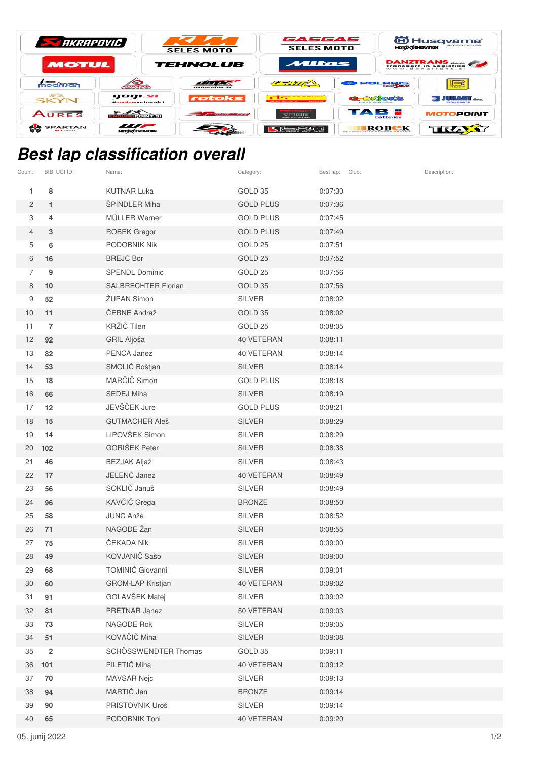# Best lap classification overall

| Coun.: | BIB | UCI ID: | Name: | Category: | Best lap: | Club: | Description: |
|---|---|---|---|---|---|---|---|
| 1 | 8 | | KUTNAR Luka | GOLD 35 | 0:07:30 | | |
| 2 | 1 | | ŠPINDLER Miha | GOLD PLUS | 0:07:36 | | |
| 3 | 4 | | MÜLLER Werner | GOLD PLUS | 0:07:45 | | |
| 4 | 3 | | ROBEK Gregor | GOLD PLUS | 0:07:49 | | |
| 5 | 6 | | PODOBNIK Nik | GOLD 25 | 0:07:51 | | |
| 6 | 16 | | BREJC Bor | GOLD 25 | 0:07:52 | | |
| 7 | 9 | | SPENDL Dominic | GOLD 25 | 0:07:56 | | |
| 8 | 10 | | SALBRECHTER Florian | GOLD 35 | 0:07:56 | | |
| 9 | 52 | | ŽUPAN Simon | SILVER | 0:08:02 | | |
| 10 | 11 | | ČERNE Andraž | GOLD 35 | 0:08:02 | | |
| 11 | 7 | | KRŽIČ Tilen | GOLD 25 | 0:08:05 | | |
| 12 | 92 | | GRIL Aljoša | 40 VETERAN | 0:08:11 | | |
| 13 | 82 | | PENCA Janez | 40 VETERAN | 0:08:14 | | |
| 14 | 53 | | SMOLIČ Boštjan | SILVER | 0:08:14 | | |
| 15 | 18 | | MARČIČ Simon | GOLD PLUS | 0:08:18 | | |
| 16 | 66 | | SEDEJ Miha | SILVER | 0:08:19 | | |
| 17 | 12 | | JEVŠČEK Jure | GOLD PLUS | 0:08:21 | | |
| 18 | 15 | | GUTMACHER Aleš | SILVER | 0:08:29 | | |
| 19 | 14 | | LIPOVŠEK Simon | SILVER | 0:08:29 | | |
| 20 | 102 | | GORIŠEK Peter | SILVER | 0:08:38 | | |
| 21 | 46 | | BEZJAK Aljaž | SILVER | 0:08:43 | | |
| 22 | 17 | | JELENC Janez | 40 VETERAN | 0:08:49 | | |
| 23 | 56 | | SOKLIČ Januš | SILVER | 0:08:49 | | |
| 24 | 96 | | KAVČIČ Grega | BRONZE | 0:08:50 | | |
| 25 | 58 | | JUNC Anže | SILVER | 0:08:52 | | |
| 26 | 71 | | NAGODE Žan | SILVER | 0:08:55 | | |
| 27 | 75 | | ČEKADA Nik | SILVER | 0:09:00 | | |
| 28 | 49 | | KOVJANIČ Sašo | SILVER | 0:09:00 | | |
| 29 | 68 | | TOMINIĆ Giovanni | SILVER | 0:09:01 | | |
| 30 | 60 | | GROM-LAP Kristjan | 40 VETERAN | 0:09:02 | | |
| 31 | 91 | | GOLAVŠEK Matej | SILVER | 0:09:02 | | |
| 32 | 81 | | PRETNAR Janez | 50 VETERAN | 0:09:03 | | |
| 33 | 73 | | NAGODE Rok | SILVER | 0:09:05 | | |
| 34 | 51 | | KOVAČIČ Miha | SILVER | 0:09:08 | | |
| 35 | 2 | | SCHÖSSWENDTER Thomas | GOLD 35 | 0:09:11 | | |
| 36 | 101 | | PILETIČ Miha | 40 VETERAN | 0:09:12 | | |
| 37 | 70 | | MAVSAR Nejc | SILVER | 0:09:13 | | |
| 38 | 94 | | MARTIČ Jan | BRONZE | 0:09:14 | | |
| 39 | 90 | | PRISTOVNIK Uroš | SILVER | 0:09:14 | | |
| 40 | 65 | | PODOBNIK Toni | 40 VETERAN | 0:09:20 | | |

05. junij 2022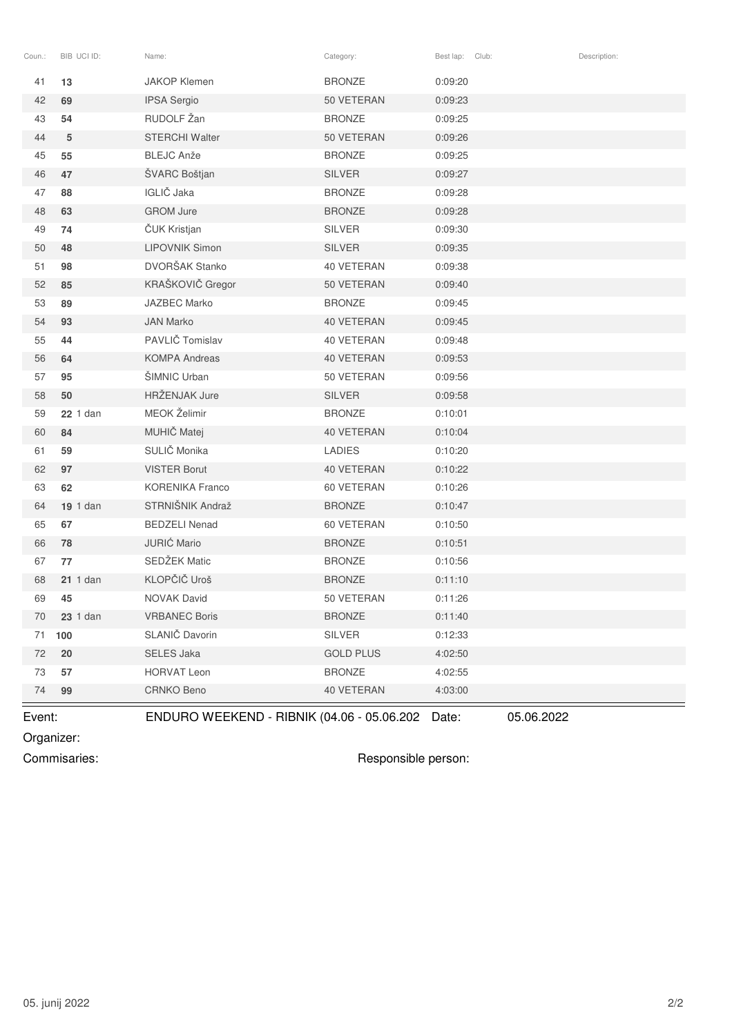| Coun.: | BIB | UCI ID: | Name: | Category: | Best lap: | Club: | Description: |
|---|---|---|---|---|---|---|---|
| 41 | **13** | | JAKOP Klemen | BRONZE | 0:09:20 | | |
| 42 | **69** | | IPSA Sergio | 50 VETERAN | 0:09:23 | | |
| 43 | **54** | | RUDOLF Žan | BRONZE | 0:09:25 | | |
| 44 | **5** | | STERCHI Walter | 50 VETERAN | 0:09:26 | | |
| 45 | **55** | | BLEJC Anže | BRONZE | 0:09:25 | | |
| 46 | **47** | | ŠVARC Boštjan | SILVER | 0:09:27 | | |
| 47 | **88** | | IGLIČ Jaka | BRONZE | 0:09:28 | | |
| 48 | **63** | | GROM Jure | BRONZE | 0:09:28 | | |
| 49 | **74** | | ČUK Kristjan | SILVER | 0:09:30 | | |
| 50 | **48** | | LIPOVNIK Simon | SILVER | 0:09:35 | | |
| 51 | **98** | | DVORŠAK Stanko | 40 VETERAN | 0:09:38 | | |
| 52 | **85** | | KRAŠKOVIČ Gregor | 50 VETERAN | 0:09:40 | | |
| 53 | **89** | | JAZBEC Marko | BRONZE | 0:09:45 | | |
| 54 | **93** | | JAN Marko | 40 VETERAN | 0:09:45 | | |
| 55 | **44** | | PAVLIČ Tomislav | 40 VETERAN | 0:09:48 | | |
| 56 | **64** | | KOMPA Andreas | 40 VETERAN | 0:09:53 | | |
| 57 | **95** | | ŠIMNIC Urban | 50 VETERAN | 0:09:56 | | |
| 58 | **50** | | HRŽENJAK Jure | SILVER | 0:09:58 | | |
| 59 | **22** | 1 dan | MEOK Želimir | BRONZE | 0:10:01 | | |
| 60 | **84** | | MUHIČ Matej | 40 VETERAN | 0:10:04 | | |
| 61 | **59** | | SULIČ Monika | LADIES | 0:10:20 | | |
| 62 | **97** | | VISTER Borut | 40 VETERAN | 0:10:22 | | |
| 63 | **62** | | KORENIKA Franco | 60 VETERAN | 0:10:26 | | |
| 64 | **19** | 1 dan | STRNIŠNIK Andraž | BRONZE | 0:10:47 | | |
| 65 | **67** | | BEDZELI Nenad | 60 VETERAN | 0:10:50 | | |
| 66 | **78** | | JURIĆ Mario | BRONZE | 0:10:51 | | |
| 67 | **77** | | SEDŽEK Matic | BRONZE | 0:10:56 | | |
| 68 | **21** | 1 dan | KLOPČIČ Uroš | BRONZE | 0:11:10 | | |
| 69 | **45** | | NOVAK David | 50 VETERAN | 0:11:26 | | |
| 70 | **23** | 1 dan | VRBANEC Boris | BRONZE | 0:11:40 | | |
| 71 | **100** | | SLANIČ Davorin | SILVER | 0:12:33 | | |
| 72 | **20** | | SELES Jaka | GOLD PLUS | 4:02:50 | | |
| 73 | **57** | | HORVAT Leon | BRONZE | 4:02:55 | | |
| 74 | **99** | | CRNKO Beno | 40 VETERAN | 4:03:00 | | |

Event: ENDURO WEEKEND - RIBNIK (04.06 - 05.06.202 Date: 05.06.2022

Organizer:

Commisaries: Responsible person:

05. junij 2022